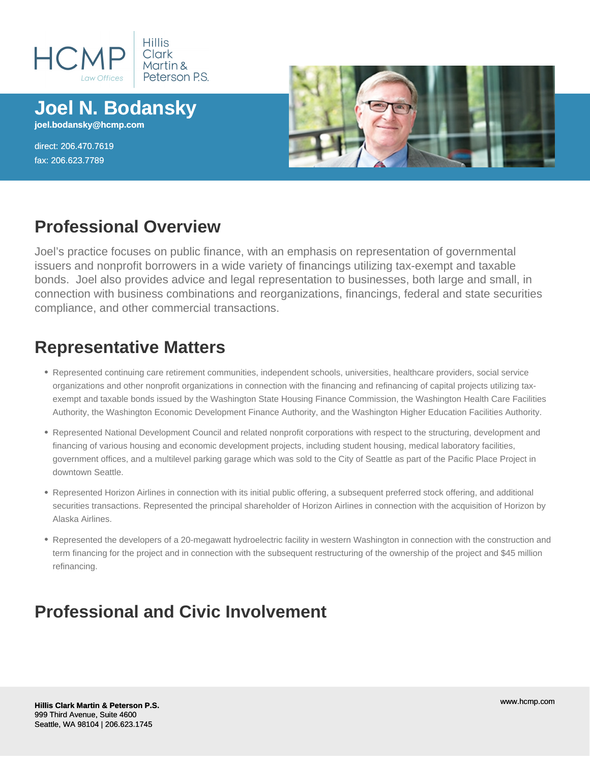HCMP Law Offices | Hillis Clark Martin & Peterson P.S.

# Joel N. Bodansky

joel.bodansky@hcmp.com

direct: 206.470.7619
fax: 206.623.7789

## Professional Overview

Joel's practice focuses on public finance, with an emphasis on representation of governmental issuers and nonprofit borrowers in a wide variety of financings utilizing tax-exempt and taxable bonds. Joel also provides advice and legal representation to businesses, both large and small, in connection with business combinations and reorganizations, financings, federal and state securities compliance, and other commercial transactions.

## Representative Matters

- Represented continuing care retirement communities, independent schools, universities, healthcare providers, social service organizations and other nonprofit organizations in connection with the financing and refinancing of capital projects utilizing tax-exempt and taxable bonds issued by the Washington State Housing Finance Commission, the Washington Health Care Facilities Authority, the Washington Economic Development Finance Authority, and the Washington Higher Education Facilities Authority.
- Represented National Development Council and related nonprofit corporations with respect to the structuring, development and financing of various housing and economic development projects, including student housing, medical laboratory facilities, government offices, and a multilevel parking garage which was sold to the City of Seattle as part of the Pacific Place Project in downtown Seattle.
- Represented Horizon Airlines in connection with its initial public offering, a subsequent preferred stock offering, and additional securities transactions. Represented the principal shareholder of Horizon Airlines in connection with the acquisition of Horizon by Alaska Airlines.
- Represented the developers of a 20-megawatt hydroelectric facility in western Washington in connection with the construction and term financing for the project and in connection with the subsequent restructuring of the ownership of the project and $45 million refinancing.

## Professional and Civic Involvement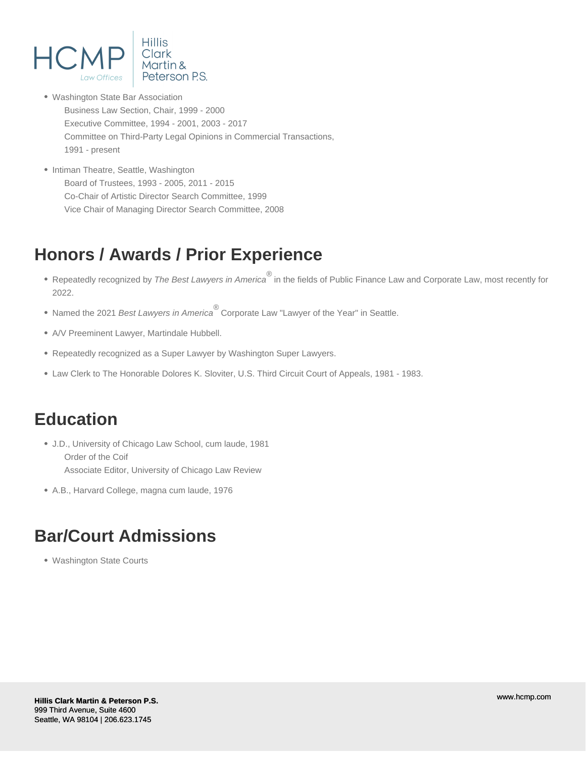- Washington State Bar Association
  - Business Law Section, Chair, 1999 - 2000
  - Executive Committee, 1994 - 2001, 2003 - 2017
  - Committee on Third-Party Legal Opinions in Commercial Transactions, 1991 - present
- Intiman Theatre, Seattle, Washington
  - Board of Trustees, 1993 - 2005, 2011 - 2015
  - Co-Chair of Artistic Director Search Committee, 1999
  - Vice Chair of Managing Director Search Committee, 2008

## Honors / Awards / Prior Experience

- Repeatedly recognized by *The Best Lawyers in America*® in the fields of Public Finance Law and Corporate Law, most recently for 2022.
- Named the 2021 *Best Lawyers in America*® Corporate Law "Lawyer of the Year" in Seattle.
- A/V Preeminent Lawyer, Martindale Hubbell.
- Repeatedly recognized as a Super Lawyer by Washington Super Lawyers.
- Law Clerk to The Honorable Dolores K. Sloviter, U.S. Third Circuit Court of Appeals, 1981 - 1983.

## Education

- J.D., University of Chicago Law School, cum laude, 1981
  - Order of the Coif
  - Associate Editor, University of Chicago Law Review
- A.B., Harvard College, magna cum laude, 1976

## Bar/Court Admissions

- Washington State Courts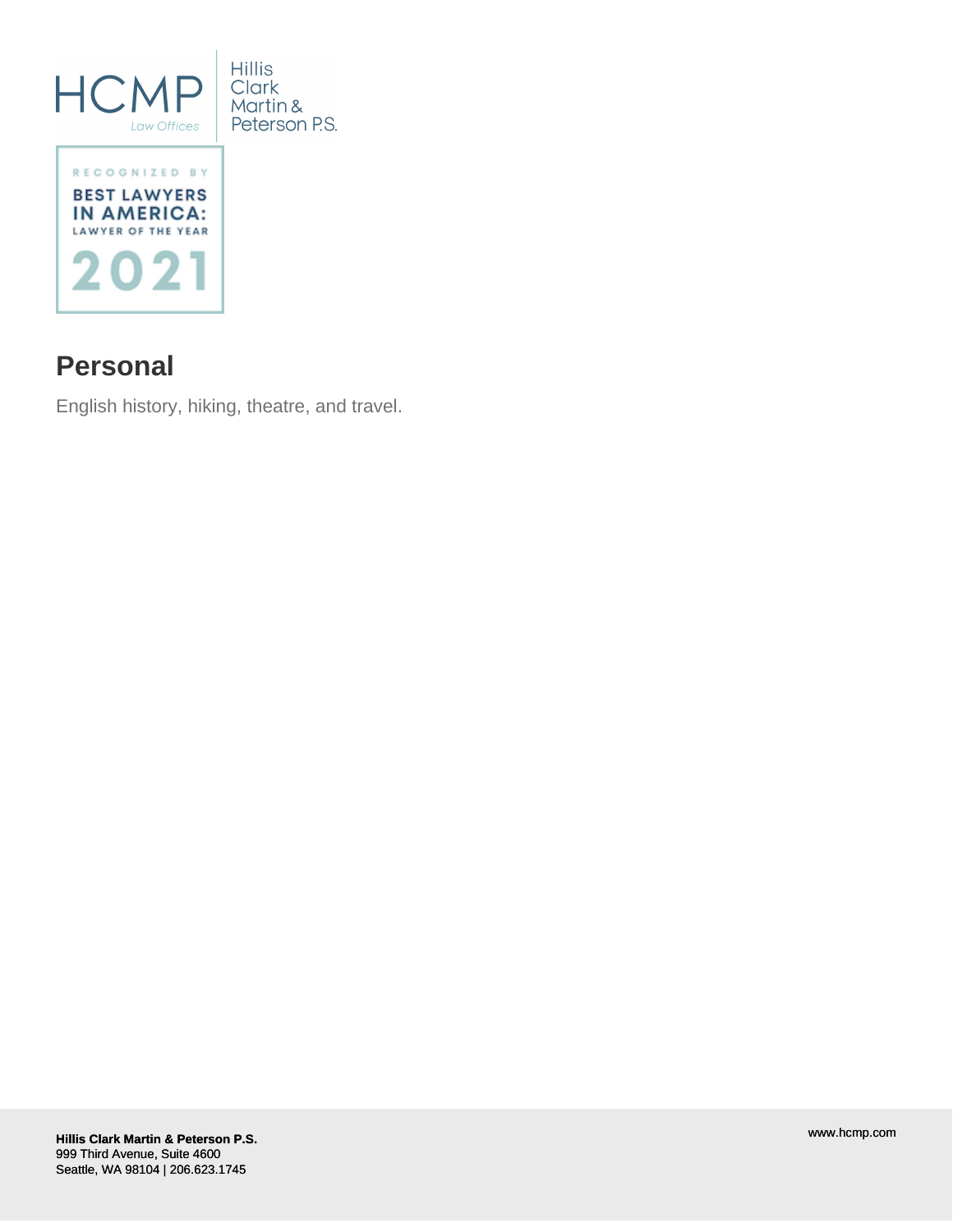## Personal

English history, hiking, theatre, and travel.